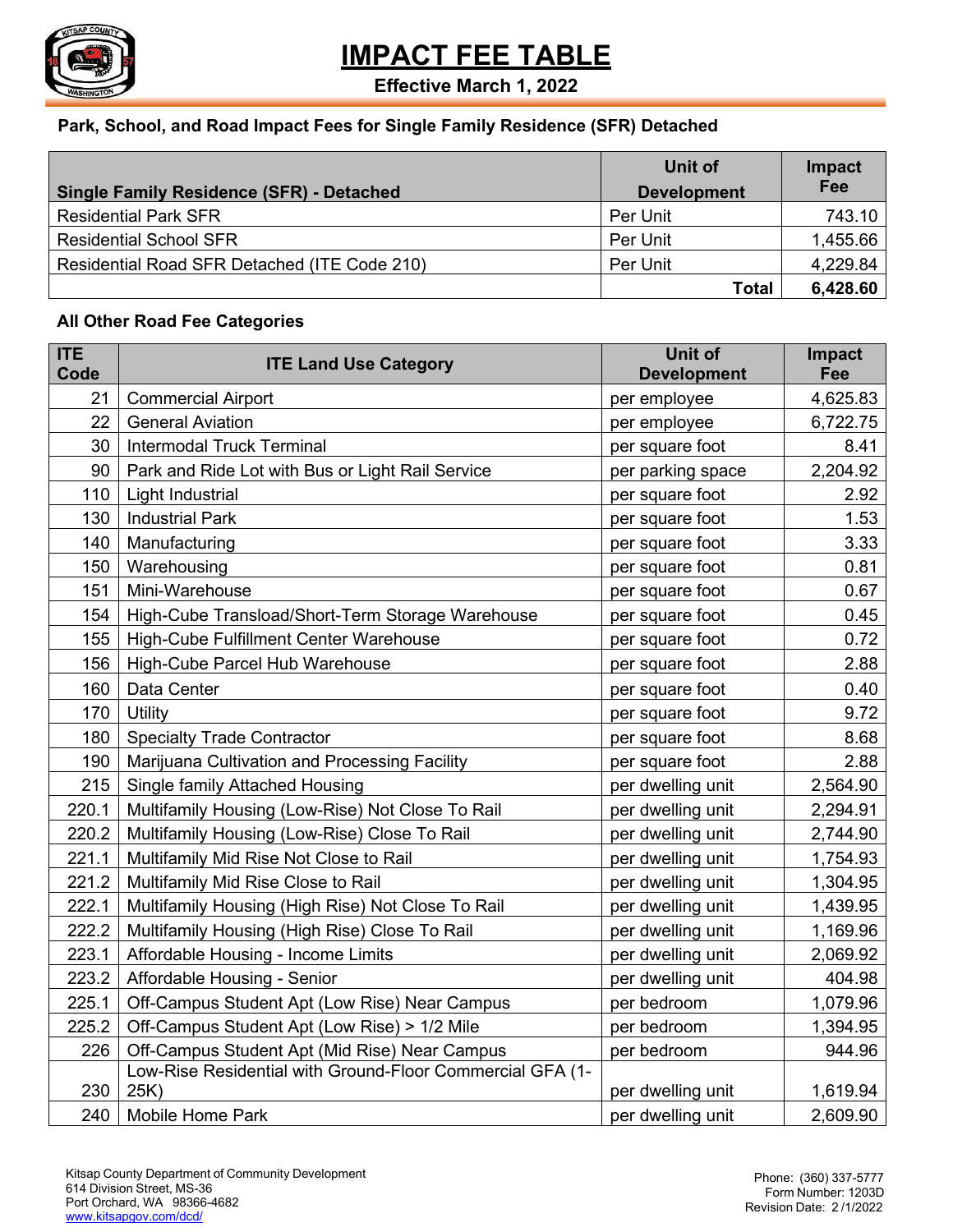# IMPACT FEE TABLE

**Effective March 1, 2022**

### Park, School, and Road Impact Fees for Single Family Residence (SFR) Detached

| Single Family Residence (SFR) - Detached | Unit of Development | Impact Fee |
|---|---|---|
| Residential Park SFR | Per Unit | 743.10 |
| Residential School SFR | Per Unit | 1,455.66 |
| Residential Road SFR Detached (ITE Code 210) | Per Unit | 4,229.84 |
| | **Total** | **6,428.60** |

### All Other Road Fee Categories

| ITE Code | ITE Land Use Category | Unit of Development | Impact Fee |
|---|---|---|---|
| 21 | Commercial Airport | per employee | 4,625.83 |
| 22 | General Aviation | per employee | 6,722.75 |
| 30 | Intermodal Truck Terminal | per square foot | 8.41 |
| 90 | Park and Ride Lot with Bus or Light Rail Service | per parking space | 2,204.92 |
| 110 | Light Industrial | per square foot | 2.92 |
| 130 | Industrial Park | per square foot | 1.53 |
| 140 | Manufacturing | per square foot | 3.33 |
| 150 | Warehousing | per square foot | 0.81 |
| 151 | Mini-Warehouse | per square foot | 0.67 |
| 154 | High-Cube Transload/Short-Term Storage Warehouse | per square foot | 0.45 |
| 155 | High-Cube Fulfillment Center Warehouse | per square foot | 0.72 |
| 156 | High-Cube Parcel Hub Warehouse | per square foot | 2.88 |
| 160 | Data Center | per square foot | 0.40 |
| 170 | Utility | per square foot | 9.72 |
| 180 | Specialty Trade Contractor | per square foot | 8.68 |
| 190 | Marijuana Cultivation and Processing Facility | per square foot | 2.88 |
| 215 | Single family Attached Housing | per dwelling unit | 2,564.90 |
| 220.1 | Multifamily Housing (Low-Rise) Not Close To Rail | per dwelling unit | 2,294.91 |
| 220.2 | Multifamily Housing (Low-Rise) Close To Rail | per dwelling unit | 2,744.90 |
| 221.1 | Multifamily Mid Rise Not Close to Rail | per dwelling unit | 1,754.93 |
| 221.2 | Multifamily Mid Rise Close to Rail | per dwelling unit | 1,304.95 |
| 222.1 | Multifamily Housing (High Rise) Not Close To Rail | per dwelling unit | 1,439.95 |
| 222.2 | Multifamily Housing (High Rise) Close To Rail | per dwelling unit | 1,169.96 |
| 223.1 | Affordable Housing - Income Limits | per dwelling unit | 2,069.92 |
| 223.2 | Affordable Housing - Senior | per dwelling unit | 404.98 |
| 225.1 | Off-Campus Student Apt (Low Rise) Near Campus | per bedroom | 1,079.96 |
| 225.2 | Off-Campus Student Apt (Low Rise) > 1/2 Mile | per bedroom | 1,394.95 |
| 226 | Off-Campus Student Apt (Mid Rise) Near Campus | per bedroom | 944.96 |
| 230 | Low-Rise Residential with Ground-Floor Commercial GFA (1-25K) | per dwelling unit | 1,619.94 |
| 240 | Mobile Home Park | per dwelling unit | 2,609.90 |

Kitsap County Department of Community Development
614 Division Street, MS-36
Port Orchard, WA 98366-4682
www.kitsapgov.com/dcd/

Phone: (360) 337-5777
Form Number: 1203D
Revision Date: 2/1/2022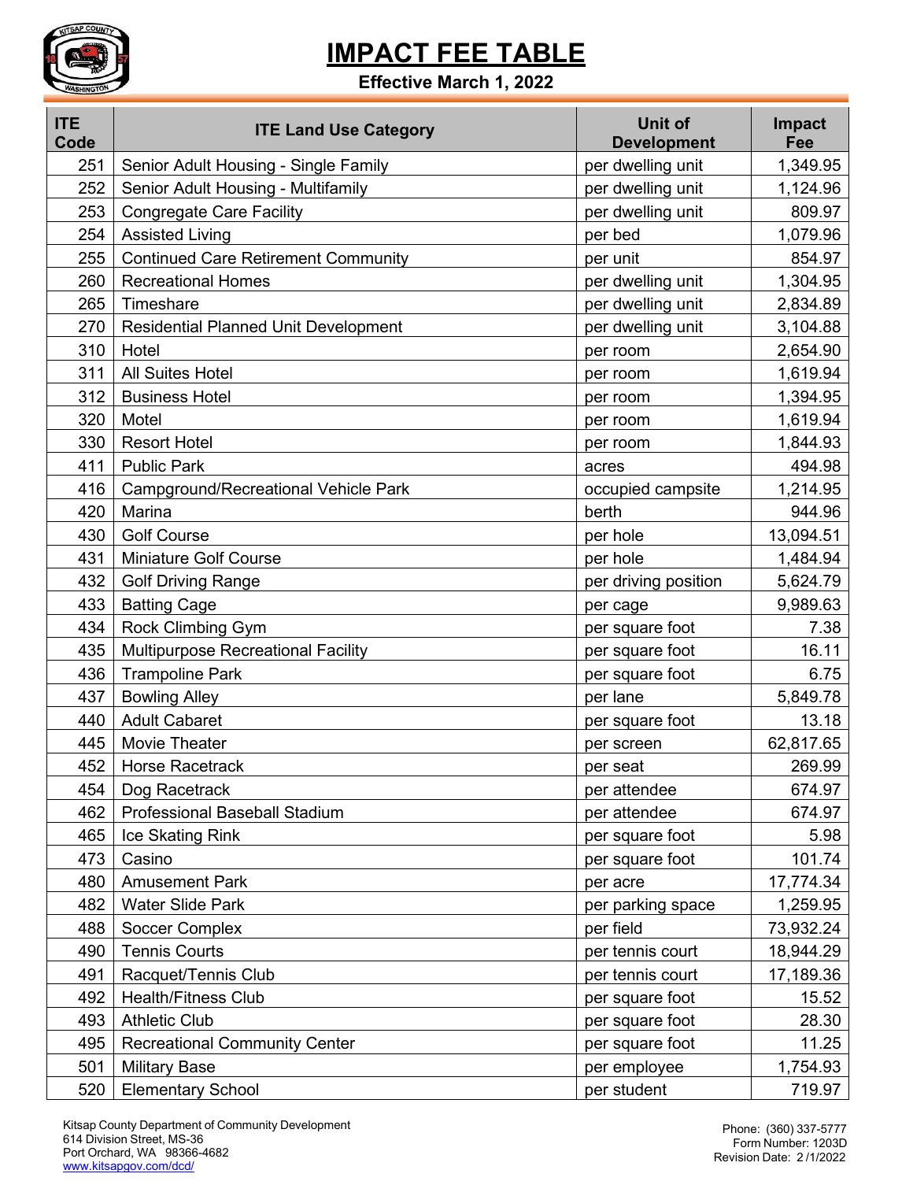# IMPACT FEE TABLE

**Effective March 1, 2022**

| ITE Code | ITE Land Use Category | Unit of Development | Impact Fee |
|---|---|---|---|
| 251 | Senior Adult Housing - Single Family | per dwelling unit | 1,349.95 |
| 252 | Senior Adult Housing - Multifamily | per dwelling unit | 1,124.96 |
| 253 | Congregate Care Facility | per dwelling unit | 809.97 |
| 254 | Assisted Living | per bed | 1,079.96 |
| 255 | Continued Care Retirement Community | per unit | 854.97 |
| 260 | Recreational Homes | per dwelling unit | 1,304.95 |
| 265 | Timeshare | per dwelling unit | 2,834.89 |
| 270 | Residential Planned Unit Development | per dwelling unit | 3,104.88 |
| 310 | Hotel | per room | 2,654.90 |
| 311 | All Suites Hotel | per room | 1,619.94 |
| 312 | Business Hotel | per room | 1,394.95 |
| 320 | Motel | per room | 1,619.94 |
| 330 | Resort Hotel | per room | 1,844.93 |
| 411 | Public Park | acres | 494.98 |
| 416 | Campground/Recreational Vehicle Park | occupied campsite | 1,214.95 |
| 420 | Marina | berth | 944.96 |
| 430 | Golf Course | per hole | 13,094.51 |
| 431 | Miniature Golf Course | per hole | 1,484.94 |
| 432 | Golf Driving Range | per driving position | 5,624.79 |
| 433 | Batting Cage | per cage | 9,989.63 |
| 434 | Rock Climbing Gym | per square foot | 7.38 |
| 435 | Multipurpose Recreational Facility | per square foot | 16.11 |
| 436 | Trampoline Park | per square foot | 6.75 |
| 437 | Bowling Alley | per lane | 5,849.78 |
| 440 | Adult Cabaret | per square foot | 13.18 |
| 445 | Movie Theater | per screen | 62,817.65 |
| 452 | Horse Racetrack | per seat | 269.99 |
| 454 | Dog Racetrack | per attendee | 674.97 |
| 462 | Professional Baseball Stadium | per attendee | 674.97 |
| 465 | Ice Skating Rink | per square foot | 5.98 |
| 473 | Casino | per square foot | 101.74 |
| 480 | Amusement Park | per acre | 17,774.34 |
| 482 | Water Slide Park | per parking space | 1,259.95 |
| 488 | Soccer Complex | per field | 73,932.24 |
| 490 | Tennis Courts | per tennis court | 18,944.29 |
| 491 | Racquet/Tennis Club | per tennis court | 17,189.36 |
| 492 | Health/Fitness Club | per square foot | 15.52 |
| 493 | Athletic Club | per square foot | 28.30 |
| 495 | Recreational Community Center | per square foot | 11.25 |
| 501 | Military Base | per employee | 1,754.93 |
| 520 | Elementary School | per student | 719.97 |

Kitsap County Department of Community Development
614 Division Street, MS-36
Port Orchard, WA 98366-4682
www.kitsapgov.com/dcd/

Phone: (360) 337-5777
Form Number: 1203D
Revision Date: 2/1/2022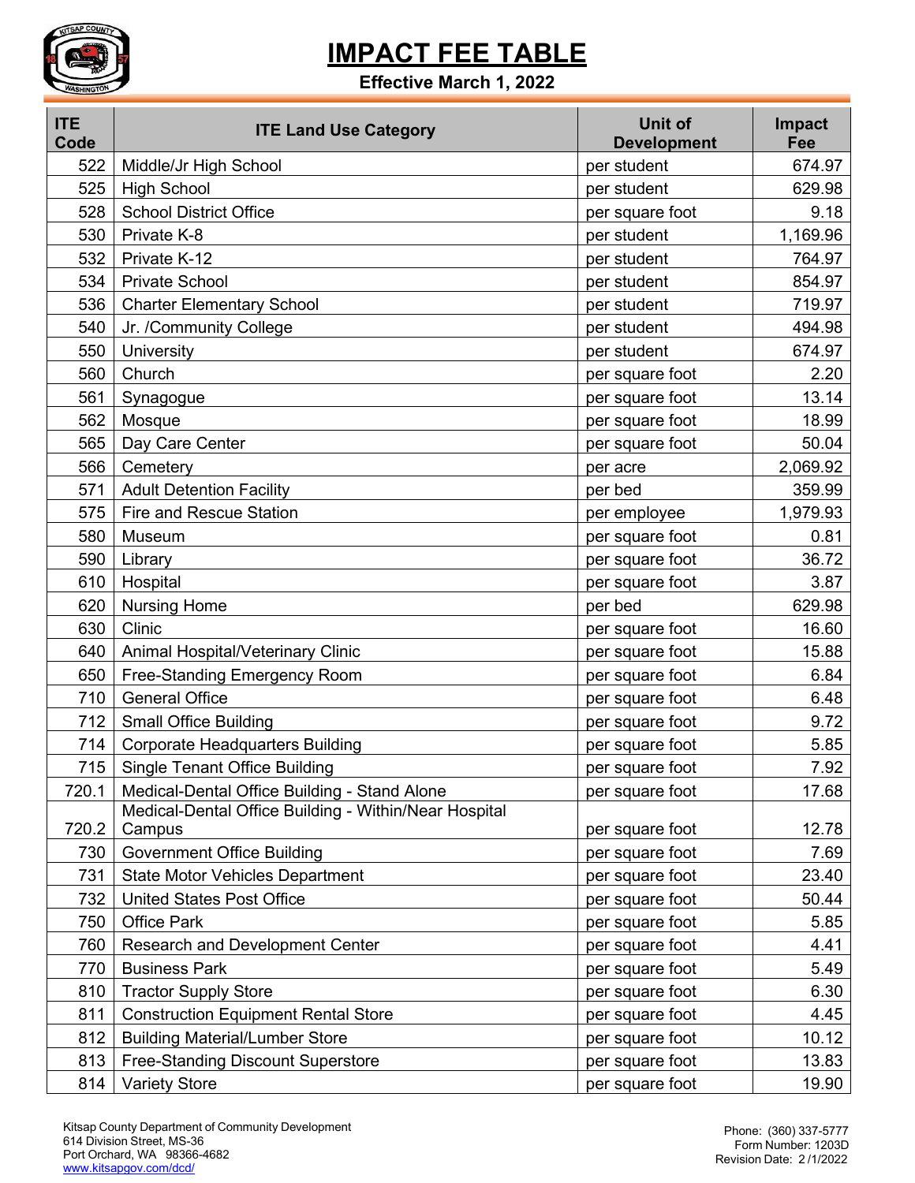# IMPACT FEE TABLE

**Effective March 1, 2022**

| ITE Code | ITE Land Use Category | Unit of Development | Impact Fee |
|---|---|---|---|
| 522 | Middle/Jr High School | per student | 674.97 |
| 525 | High School | per student | 629.98 |
| 528 | School District Office | per square foot | 9.18 |
| 530 | Private K-8 | per student | 1,169.96 |
| 532 | Private K-12 | per student | 764.97 |
| 534 | Private School | per student | 854.97 |
| 536 | Charter Elementary School | per student | 719.97 |
| 540 | Jr. /Community College | per student | 494.98 |
| 550 | University | per student | 674.97 |
| 560 | Church | per square foot | 2.20 |
| 561 | Synagogue | per square foot | 13.14 |
| 562 | Mosque | per square foot | 18.99 |
| 565 | Day Care Center | per square foot | 50.04 |
| 566 | Cemetery | per acre | 2,069.92 |
| 571 | Adult Detention Facility | per bed | 359.99 |
| 575 | Fire and Rescue Station | per employee | 1,979.93 |
| 580 | Museum | per square foot | 0.81 |
| 590 | Library | per square foot | 36.72 |
| 610 | Hospital | per square foot | 3.87 |
| 620 | Nursing Home | per bed | 629.98 |
| 630 | Clinic | per square foot | 16.60 |
| 640 | Animal Hospital/Veterinary Clinic | per square foot | 15.88 |
| 650 | Free-Standing Emergency Room | per square foot | 6.84 |
| 710 | General Office | per square foot | 6.48 |
| 712 | Small Office Building | per square foot | 9.72 |
| 714 | Corporate Headquarters Building | per square foot | 5.85 |
| 715 | Single Tenant Office Building | per square foot | 7.92 |
| 720.1 | Medical-Dental Office Building - Stand Alone | per square foot | 17.68 |
| 720.2 | Medical-Dental Office Building - Within/Near Hospital Campus | per square foot | 12.78 |
| 730 | Government Office Building | per square foot | 7.69 |
| 731 | State Motor Vehicles Department | per square foot | 23.40 |
| 732 | United States Post Office | per square foot | 50.44 |
| 750 | Office Park | per square foot | 5.85 |
| 760 | Research and Development Center | per square foot | 4.41 |
| 770 | Business Park | per square foot | 5.49 |
| 810 | Tractor Supply Store | per square foot | 6.30 |
| 811 | Construction Equipment Rental Store | per square foot | 4.45 |
| 812 | Building Material/Lumber Store | per square foot | 10.12 |
| 813 | Free-Standing Discount Superstore | per square foot | 13.83 |
| 814 | Variety Store | per square foot | 19.90 |

Kitsap County Department of Community Development
614 Division Street, MS-36
Port Orchard, WA 98366-4682
www.kitsapgov.com/dcd/

Phone: (360) 337-5777
Form Number: 1203D
Revision Date: 2/1/2022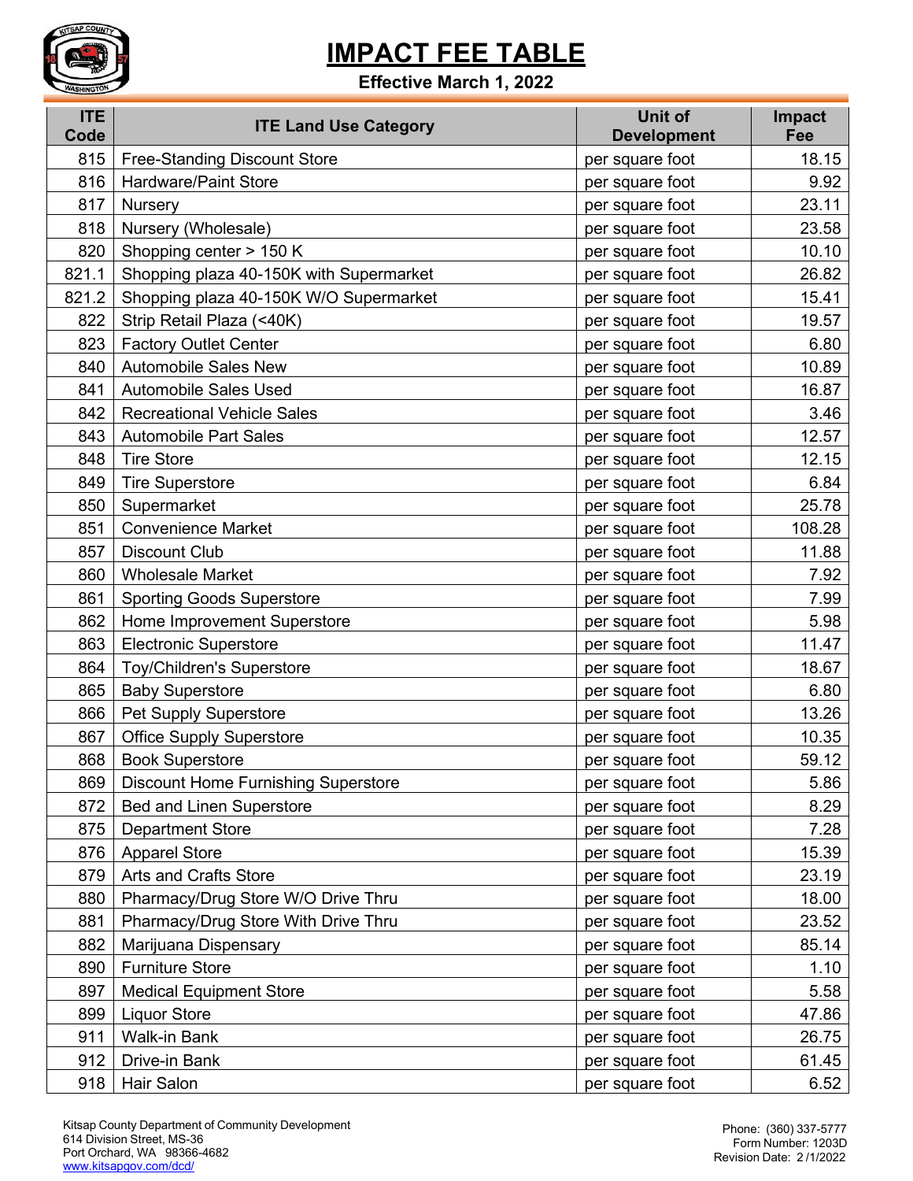# IMPACT FEE TABLE

**Effective March 1, 2022**

| ITE Code | ITE Land Use Category | Unit of Development | Impact Fee |
|---|---|---|---|
| 815 | Free-Standing Discount Store | per square foot | 18.15 |
| 816 | Hardware/Paint Store | per square foot | 9.92 |
| 817 | Nursery | per square foot | 23.11 |
| 818 | Nursery (Wholesale) | per square foot | 23.58 |
| 820 | Shopping center > 150 K | per square foot | 10.10 |
| 821.1 | Shopping plaza 40-150K with Supermarket | per square foot | 26.82 |
| 821.2 | Shopping plaza 40-150K W/O Supermarket | per square foot | 15.41 |
| 822 | Strip Retail Plaza (<40K) | per square foot | 19.57 |
| 823 | Factory Outlet Center | per square foot | 6.80 |
| 840 | Automobile Sales New | per square foot | 10.89 |
| 841 | Automobile Sales Used | per square foot | 16.87 |
| 842 | Recreational Vehicle Sales | per square foot | 3.46 |
| 843 | Automobile Part Sales | per square foot | 12.57 |
| 848 | Tire Store | per square foot | 12.15 |
| 849 | Tire Superstore | per square foot | 6.84 |
| 850 | Supermarket | per square foot | 25.78 |
| 851 | Convenience Market | per square foot | 108.28 |
| 857 | Discount Club | per square foot | 11.88 |
| 860 | Wholesale Market | per square foot | 7.92 |
| 861 | Sporting Goods Superstore | per square foot | 7.99 |
| 862 | Home Improvement Superstore | per square foot | 5.98 |
| 863 | Electronic Superstore | per square foot | 11.47 |
| 864 | Toy/Children's Superstore | per square foot | 18.67 |
| 865 | Baby Superstore | per square foot | 6.80 |
| 866 | Pet Supply Superstore | per square foot | 13.26 |
| 867 | Office Supply Superstore | per square foot | 10.35 |
| 868 | Book Superstore | per square foot | 59.12 |
| 869 | Discount Home Furnishing Superstore | per square foot | 5.86 |
| 872 | Bed and Linen Superstore | per square foot | 8.29 |
| 875 | Department Store | per square foot | 7.28 |
| 876 | Apparel Store | per square foot | 15.39 |
| 879 | Arts and Crafts Store | per square foot | 23.19 |
| 880 | Pharmacy/Drug Store W/O Drive Thru | per square foot | 18.00 |
| 881 | Pharmacy/Drug Store With Drive Thru | per square foot | 23.52 |
| 882 | Marijuana Dispensary | per square foot | 85.14 |
| 890 | Furniture Store | per square foot | 1.10 |
| 897 | Medical Equipment Store | per square foot | 5.58 |
| 899 | Liquor Store | per square foot | 47.86 |
| 911 | Walk-in Bank | per square foot | 26.75 |
| 912 | Drive-in Bank | per square foot | 61.45 |
| 918 | Hair Salon | per square foot | 6.52 |

Kitsap County Department of Community Development
614 Division Street, MS-36
Port Orchard, WA 98366-4682
www.kitsapgov.com/dcd/

Phone: (360) 337-5777
Form Number: 1203D
Revision Date: 2/1/2022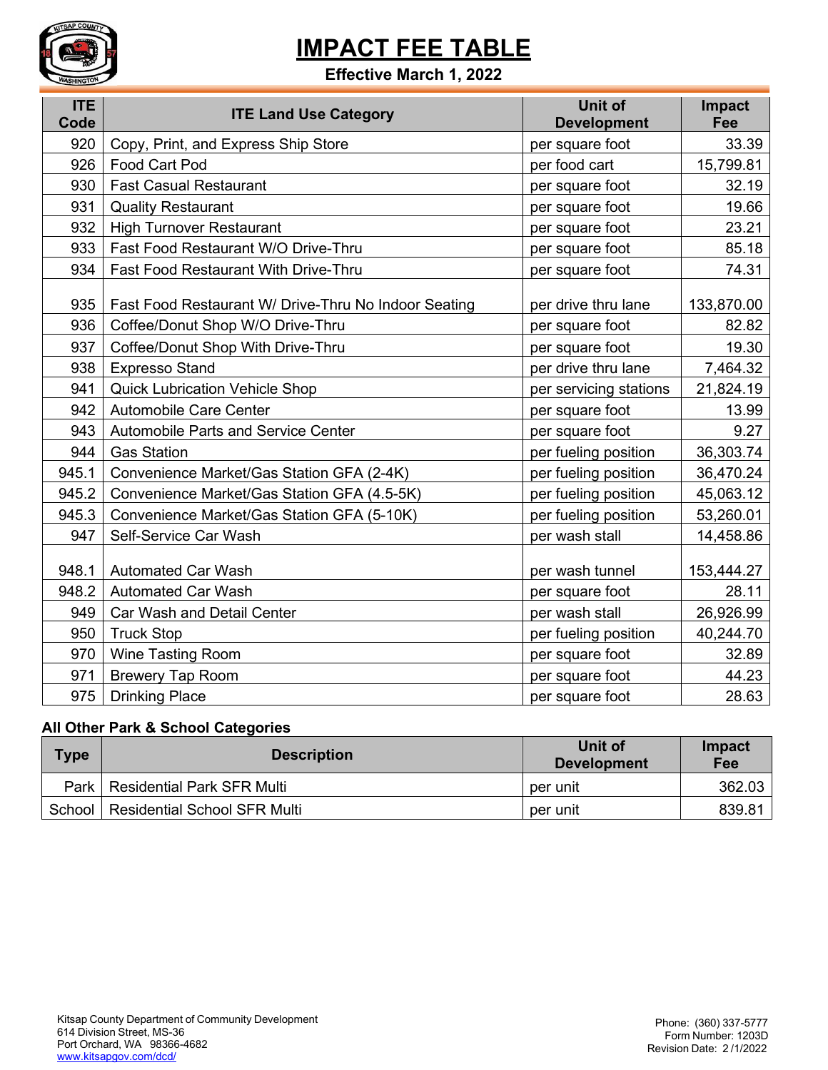# IMPACT FEE TABLE

**Effective March 1, 2022**

| ITE Code | ITE Land Use Category | Unit of Development | Impact Fee |
|---|---|---|---|
| 920 | Copy, Print, and Express Ship Store | per square foot | 33.39 |
| 926 | Food Cart Pod | per food cart | 15,799.81 |
| 930 | Fast Casual Restaurant | per square foot | 32.19 |
| 931 | Quality Restaurant | per square foot | 19.66 |
| 932 | High Turnover Restaurant | per square foot | 23.21 |
| 933 | Fast Food Restaurant W/O Drive-Thru | per square foot | 85.18 |
| 934 | Fast Food Restaurant With Drive-Thru | per square foot | 74.31 |
| 935 | Fast Food Restaurant W/ Drive-Thru No Indoor Seating | per drive thru lane | 133,870.00 |
| 936 | Coffee/Donut Shop W/O Drive-Thru | per square foot | 82.82 |
| 937 | Coffee/Donut Shop With Drive-Thru | per square foot | 19.30 |
| 938 | Expresso Stand | per drive thru lane | 7,464.32 |
| 941 | Quick Lubrication Vehicle Shop | per servicing stations | 21,824.19 |
| 942 | Automobile Care Center | per square foot | 13.99 |
| 943 | Automobile Parts and Service Center | per square foot | 9.27 |
| 944 | Gas Station | per fueling position | 36,303.74 |
| 945.1 | Convenience Market/Gas Station GFA (2-4K) | per fueling position | 36,470.24 |
| 945.2 | Convenience Market/Gas Station GFA (4.5-5K) | per fueling position | 45,063.12 |
| 945.3 | Convenience Market/Gas Station GFA (5-10K) | per fueling position | 53,260.01 |
| 947 | Self-Service Car Wash | per wash stall | 14,458.86 |
| 948.1 | Automated Car Wash | per wash tunnel | 153,444.27 |
| 948.2 | Automated Car Wash | per square foot | 28.11 |
| 949 | Car Wash and Detail Center | per wash stall | 26,926.99 |
| 950 | Truck Stop | per fueling position | 40,244.70 |
| 970 | Wine Tasting Room | per square foot | 32.89 |
| 971 | Brewery Tap Room | per square foot | 44.23 |
| 975 | Drinking Place | per square foot | 28.63 |

**All Other Park & School Categories**

| Type | Description | Unit of Development | Impact Fee |
|---|---|---|---|
| Park | Residential Park SFR Multi | per unit | 362.03 |
| School | Residential School SFR Multi | per unit | 839.81 |

Kitsap County Department of Community Development
614 Division Street, MS-36
Port Orchard, WA 98366-4682
www.kitsapgov.com/dcd/

Phone: (360) 337-5777
Form Number: 1203D
Revision Date: 2 /1/2022